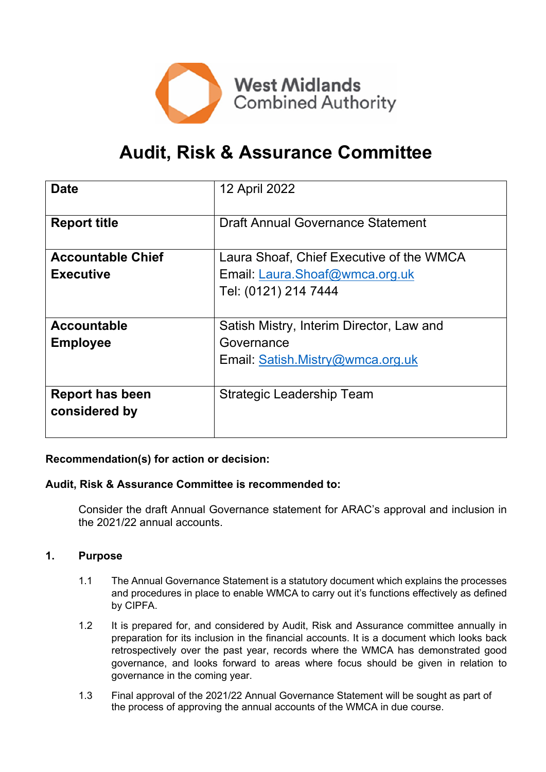West Midlands Combined Authority

# Audit, Risk & Assurance Committee

| | |
|---|---|
| **Date** | 12 April 2022 |
| **Report title** | Draft Annual Governance Statement |
| **Accountable Chief Executive** | Laura Shoaf, Chief Executive of the WMCA<br>Email: Laura.Shoaf@wmca.org.uk<br>Tel: (0121) 214 7444 |
| **Accountable Employee** | Satish Mistry, Interim Director, Law and Governance<br>Email: Satish.Mistry@wmca.org.uk |
| **Report has been considered by** | Strategic Leadership Team |

**Recommendation(s) for action or decision:**

**Audit, Risk & Assurance Committee is recommended to:**

Consider the draft Annual Governance statement for ARAC's approval and inclusion in the 2021/22 annual accounts.

## 1. Purpose

1.1 The Annual Governance Statement is a statutory document which explains the processes and procedures in place to enable WMCA to carry out it's functions effectively as defined by CIPFA.

1.2 It is prepared for, and considered by Audit, Risk and Assurance committee annually in preparation for its inclusion in the financial accounts. It is a document which looks back retrospectively over the past year, records where the WMCA has demonstrated good governance, and looks forward to areas where focus should be given in relation to governance in the coming year.

1.3 Final approval of the 2021/22 Annual Governance Statement will be sought as part of the process of approving the annual accounts of the WMCA in due course.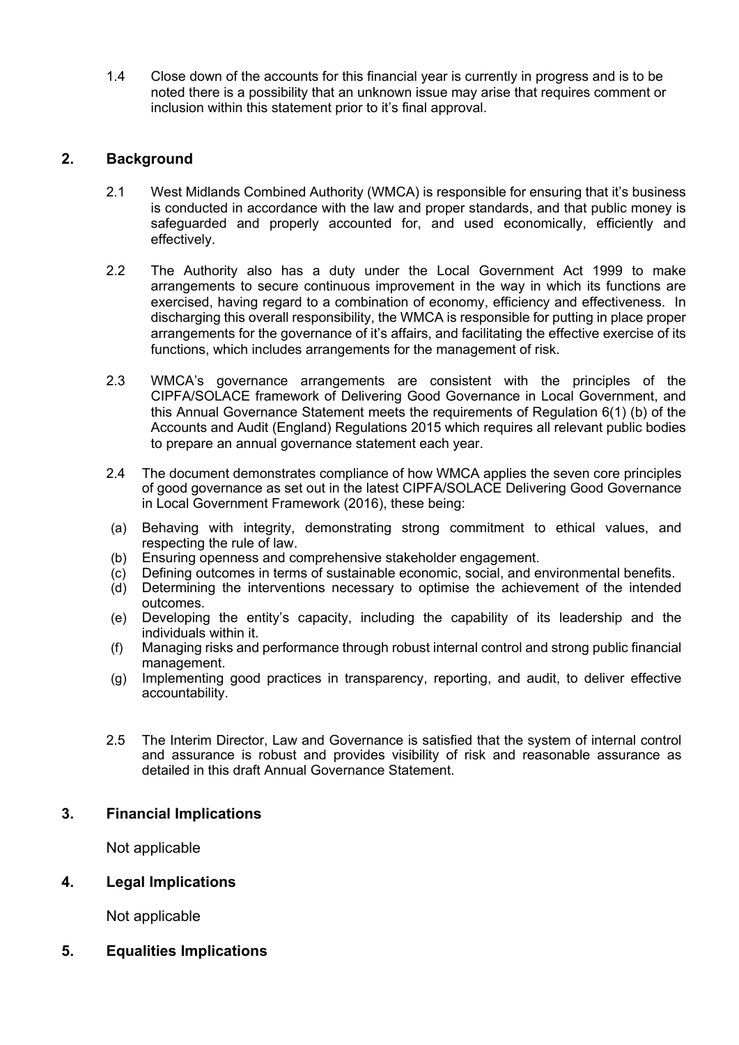1.4 Close down of the accounts for this financial year is currently in progress and is to be noted there is a possibility that an unknown issue may arise that requires comment or inclusion within this statement prior to it's final approval.

## 2. Background

2.1 West Midlands Combined Authority (WMCA) is responsible for ensuring that it's business is conducted in accordance with the law and proper standards, and that public money is safeguarded and properly accounted for, and used economically, efficiently and effectively.

2.2 The Authority also has a duty under the Local Government Act 1999 to make arrangements to secure continuous improvement in the way in which its functions are exercised, having regard to a combination of economy, efficiency and effectiveness. In discharging this overall responsibility, the WMCA is responsible for putting in place proper arrangements for the governance of it's affairs, and facilitating the effective exercise of its functions, which includes arrangements for the management of risk.

2.3 WMCA's governance arrangements are consistent with the principles of the CIPFA/SOLACE framework of Delivering Good Governance in Local Government, and this Annual Governance Statement meets the requirements of Regulation 6(1) (b) of the Accounts and Audit (England) Regulations 2015 which requires all relevant public bodies to prepare an annual governance statement each year.

2.4 The document demonstrates compliance of how WMCA applies the seven core principles of good governance as set out in the latest CIPFA/SOLACE Delivering Good Governance in Local Government Framework (2016), these being:

(a) Behaving with integrity, demonstrating strong commitment to ethical values, and respecting the rule of law.
(b) Ensuring openness and comprehensive stakeholder engagement.
(c) Defining outcomes in terms of sustainable economic, social, and environmental benefits.
(d) Determining the interventions necessary to optimise the achievement of the intended outcomes.
(e) Developing the entity's capacity, including the capability of its leadership and the individuals within it.
(f) Managing risks and performance through robust internal control and strong public financial management.
(g) Implementing good practices in transparency, reporting, and audit, to deliver effective accountability.

2.5 The Interim Director, Law and Governance is satisfied that the system of internal control and assurance is robust and provides visibility of risk and reasonable assurance as detailed in this draft Annual Governance Statement.

## 3. Financial Implications

Not applicable

## 4. Legal Implications

Not applicable

## 5. Equalities Implications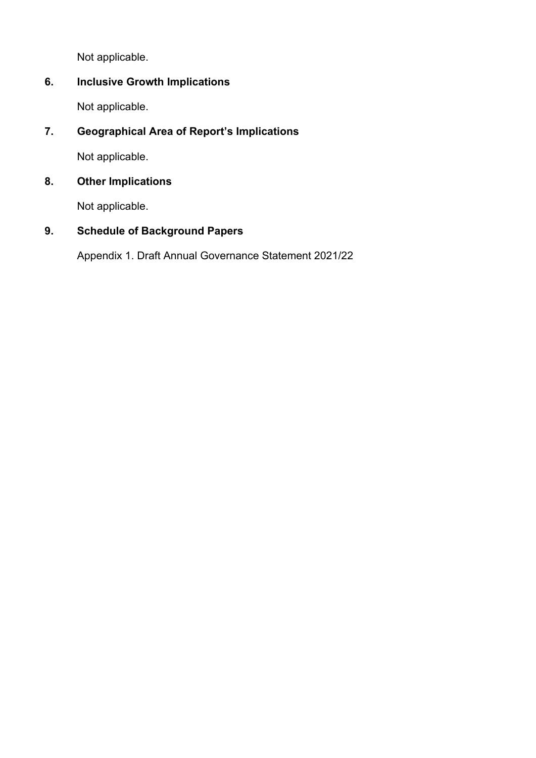Not applicable.

## 6. Inclusive Growth Implications

Not applicable.

## 7. Geographical Area of Report's Implications

Not applicable.

## 8. Other Implications

Not applicable.

## 9. Schedule of Background Papers

Appendix 1. Draft Annual Governance Statement 2021/22